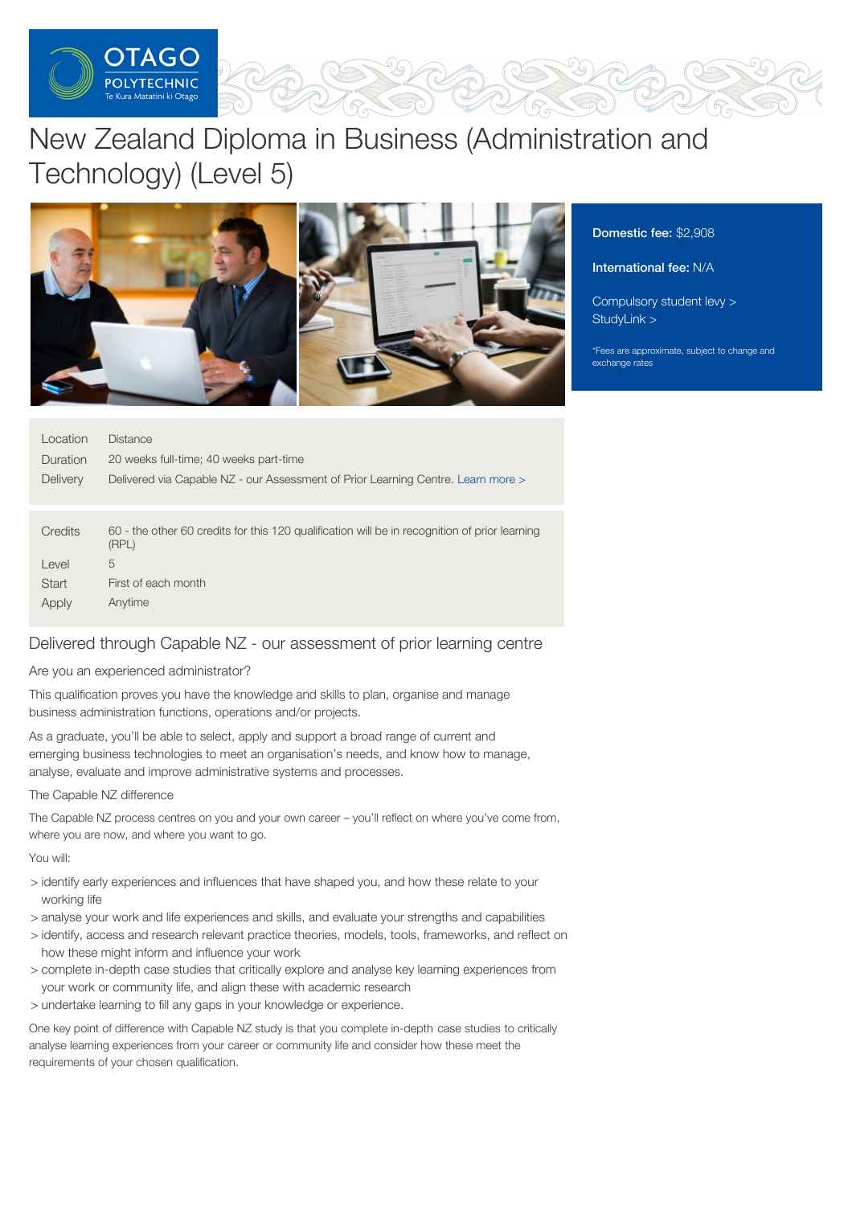OTAGO POLYTECHNIC
Te Kura Matatini ki Otago

# New Zealand Diploma in Business (Administration and Technology) (Level 5)

**Domestic fee:** $2,908

**International fee:** N/A

Compulsory student levy >
StudyLink >

*Fees are approximate, subject to change and exchange rates

| | |
|---|---|
| Location | Distance |
| Duration | 20 weeks full-time; 40 weeks part-time |
| Delivery | Delivered via Capable NZ - our Assessment of Prior Learning Centre. Learn more > |

| | |
|---|---|
| Credits | 60 - the other 60 credits for this 120 qualification will be in recognition of prior learning (RPL) |
| Level | 5 |
| Start | First of each month |
| Apply | Anytime |

## Delivered through Capable NZ - our assessment of prior learning centre

Are you an experienced administrator?

This qualification proves you have the knowledge and skills to plan, organise and manage business administration functions, operations and/or projects.

As a graduate, you'll be able to select, apply and support a broad range of current and emerging business technologies to meet an organisation's needs, and know how to manage, analyse, evaluate and improve administrative systems and processes.

The Capable NZ difference

The Capable NZ process centres on you and your own career – you'll reflect on where you've come from, where you are now, and where you want to go.

You will:

- identify early experiences and influences that have shaped you, and how these relate to your working life
- analyse your work and life experiences and skills, and evaluate your strengths and capabilities
- identify, access and research relevant practice theories, models, tools, frameworks, and reflect on how these might inform and influence your work
- complete in-depth case studies that critically explore and analyse key learning experiences from your work or community life, and align these with academic research
- undertake learning to fill any gaps in your knowledge or experience.

One key point of difference with Capable NZ study is that you complete in-depth case studies to critically analyse learning experiences from your career or community life and consider how these meet the requirements of your chosen qualification.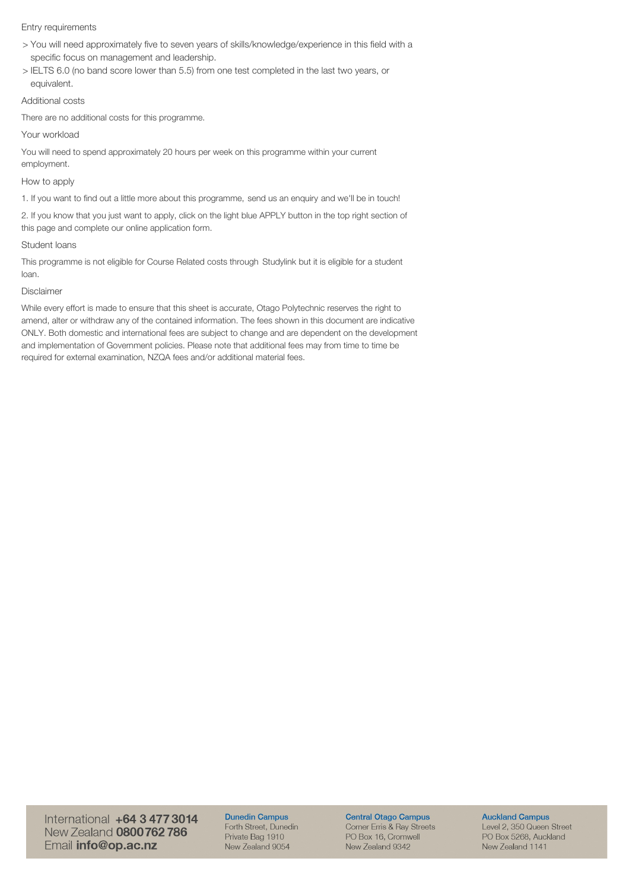## Entry requirements

- You will need approximately five to seven years of skills/knowledge/experience in this field with a specific focus on management and leadership.
- IELTS 6.0 (no band score lower than 5.5) from one test completed in the last two years, or equivalent.

## Additional costs

There are no additional costs for this programme.

## Your workload

You will need to spend approximately 20 hours per week on this programme within your current employment.

## How to apply

1. If you want to find out a little more about this programme, send us an enquiry and we'll be in touch!

2. If you know that you just want to apply, click on the light blue APPLY button in the top right section of this page and complete our online application form.

## Student loans

This programme is not eligible for Course Related costs through Studylink but it is eligible for a student loan.

## Disclaimer

While every effort is made to ensure that this sheet is accurate, Otago Polytechnic reserves the right to amend, alter or withdraw any of the contained information. The fees shown in this document are indicative ONLY. Both domestic and international fees are subject to change and are dependent on the development and implementation of Government policies. Please note that additional fees may from time to time be required for external examination, NZQA fees and/or additional material fees.

International **+64 3 477 3014**
New Zealand **0800 762 786**
Email **info@op.ac.nz**

**Dunedin Campus**
Forth Street, Dunedin
Private Bag 1910
New Zealand 9054

**Central Otago Campus**
Corner Erris & Ray Streets
PO Box 16, Cromwell
New Zealand 9342

**Auckland Campus**
Level 2, 350 Queen Street
PO Box 5268, Auckland
New Zealand 1141